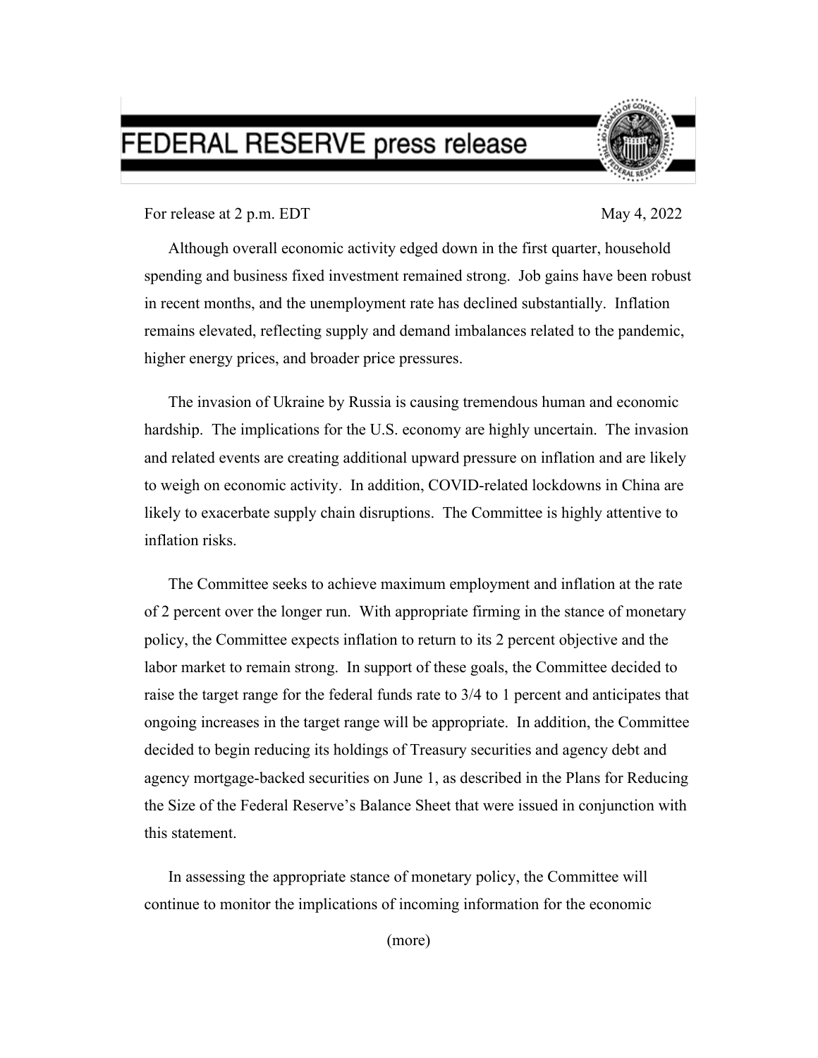# FEDERAL RESERVE press release

For release at 2 p.m. EDT May 4, 2022

Although overall economic activity edged down in the first quarter, household spending and business fixed investment remained strong. Job gains have been robust in recent months, and the unemployment rate has declined substantially. Inflation remains elevated, reflecting supply and demand imbalances related to the pandemic, higher energy prices, and broader price pressures.

The invasion of Ukraine by Russia is causing tremendous human and economic hardship. The implications for the U.S. economy are highly uncertain. The invasion and related events are creating additional upward pressure on inflation and are likely to weigh on economic activity. In addition, COVID-related lockdowns in China are likely to exacerbate supply chain disruptions. The Committee is highly attentive to inflation risks.

The Committee seeks to achieve maximum employment and inflation at the rate of 2 percent over the longer run. With appropriate firming in the stance of monetary policy, the Committee expects inflation to return to its 2 percent objective and the labor market to remain strong. In support of these goals, the Committee decided to raise the target range for the federal funds rate to 3/4 to 1 percent and anticipates that ongoing increases in the target range will be appropriate. In addition, the Committee decided to begin reducing its holdings of Treasury securities and agency debt and agency mortgage-backed securities on June 1, as described in the Plans for Reducing the Size of the Federal Reserve's Balance Sheet that were issued in conjunction with this statement.

In assessing the appropriate stance of monetary policy, the Committee will continue to monitor the implications of incoming information for the economic

(more)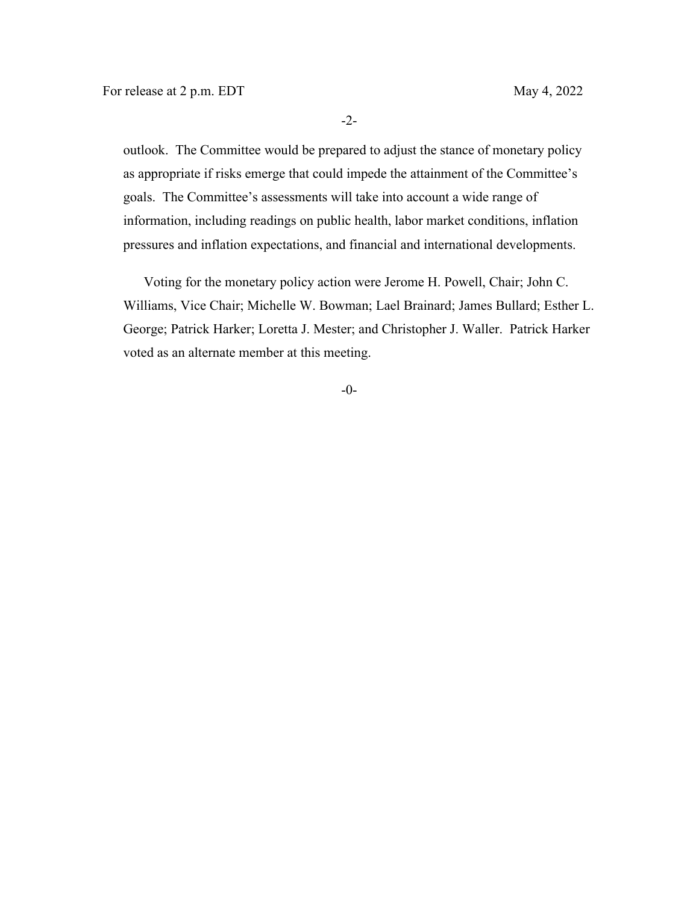outlook. The Committee would be prepared to adjust the stance of monetary policy as appropriate if risks emerge that could impede the attainment of the Committee's goals. The Committee's assessments will take into account a wide range of information, including readings on public health, labor market conditions, inflation pressures and inflation expectations, and financial and international developments.

Voting for the monetary policy action were Jerome H. Powell, Chair; John C. Williams, Vice Chair; Michelle W. Bowman; Lael Brainard; James Bullard; Esther L. George; Patrick Harker; Loretta J. Mester; and Christopher J. Waller. Patrick Harker voted as an alternate member at this meeting.

-0-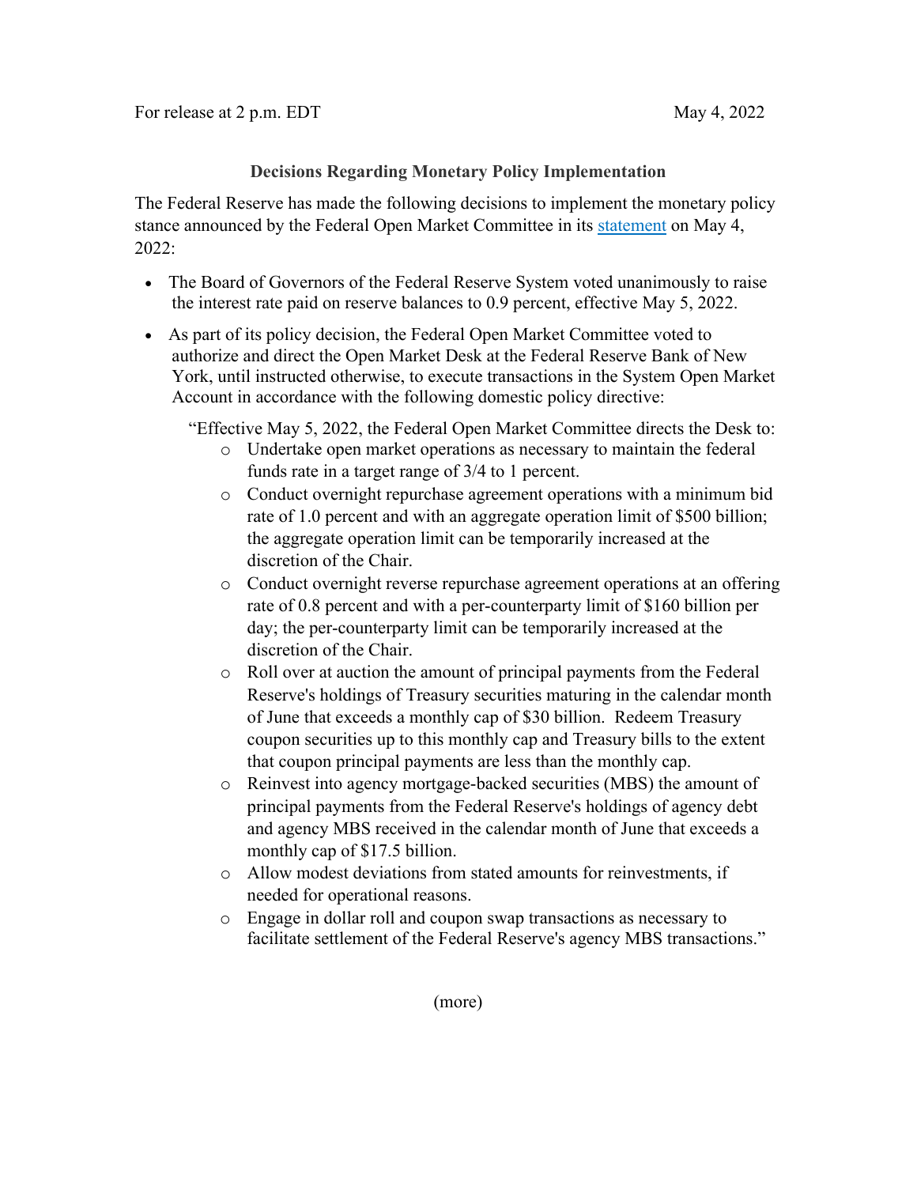For release at 2 p.m. EDT May 4, 2022

**Decisions Regarding Monetary Policy Implementation**

The Federal Reserve has made the following decisions to implement the monetary policy stance announced by the Federal Open Market Committee in its [statement](statement) on May 4, 2022:

- The Board of Governors of the Federal Reserve System voted unanimously to raise the interest rate paid on reserve balances to 0.9 percent, effective May 5, 2022.
- As part of its policy decision, the Federal Open Market Committee voted to authorize and direct the Open Market Desk at the Federal Reserve Bank of New York, until instructed otherwise, to execute transactions in the System Open Market Account in accordance with the following domestic policy directive:

  "Effective May 5, 2022, the Federal Open Market Committee directs the Desk to:
  - Undertake open market operations as necessary to maintain the federal funds rate in a target range of 3/4 to 1 percent.
  - Conduct overnight repurchase agreement operations with a minimum bid rate of 1.0 percent and with an aggregate operation limit of $500 billion; the aggregate operation limit can be temporarily increased at the discretion of the Chair.
  - Conduct overnight reverse repurchase agreement operations at an offering rate of 0.8 percent and with a per-counterparty limit of $160 billion per day; the per-counterparty limit can be temporarily increased at the discretion of the Chair.
  - Roll over at auction the amount of principal payments from the Federal Reserve's holdings of Treasury securities maturing in the calendar month of June that exceeds a monthly cap of $30 billion. Redeem Treasury coupon securities up to this monthly cap and Treasury bills to the extent that coupon principal payments are less than the monthly cap.
  - Reinvest into agency mortgage-backed securities (MBS) the amount of principal payments from the Federal Reserve's holdings of agency debt and agency MBS received in the calendar month of June that exceeds a monthly cap of $17.5 billion.
  - Allow modest deviations from stated amounts for reinvestments, if needed for operational reasons.
  - Engage in dollar roll and coupon swap transactions as necessary to facilitate settlement of the Federal Reserve's agency MBS transactions."

(more)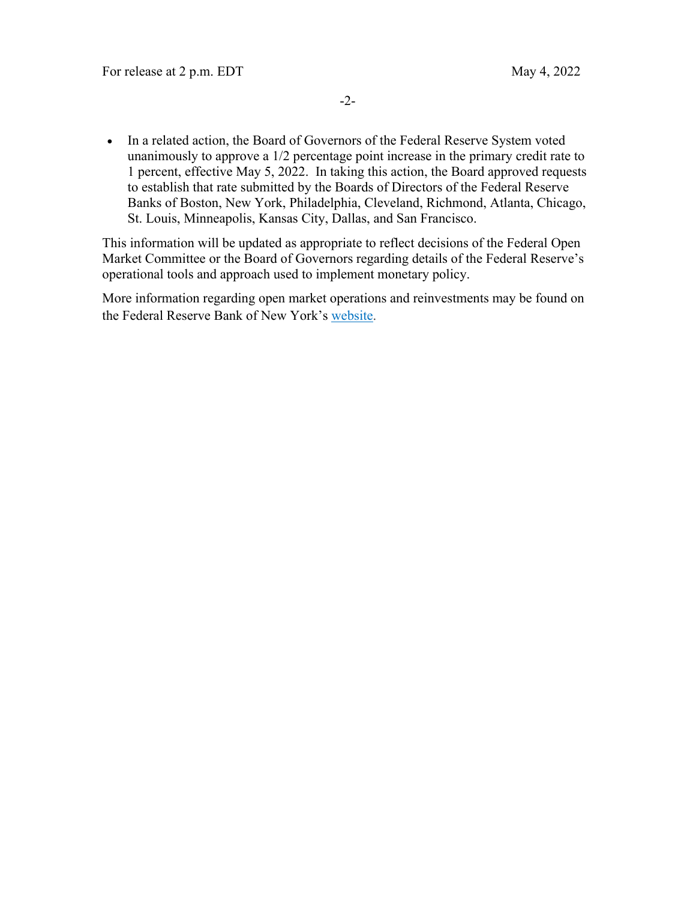- In a related action, the Board of Governors of the Federal Reserve System voted unanimously to approve a 1/2 percentage point increase in the primary credit rate to 1 percent, effective May 5, 2022. In taking this action, the Board approved requests to establish that rate submitted by the Boards of Directors of the Federal Reserve Banks of Boston, New York, Philadelphia, Cleveland, Richmond, Atlanta, Chicago, St. Louis, Minneapolis, Kansas City, Dallas, and San Francisco.

This information will be updated as appropriate to reflect decisions of the Federal Open Market Committee or the Board of Governors regarding details of the Federal Reserve's operational tools and approach used to implement monetary policy.

More information regarding open market operations and reinvestments may be found on the Federal Reserve Bank of New York's website.